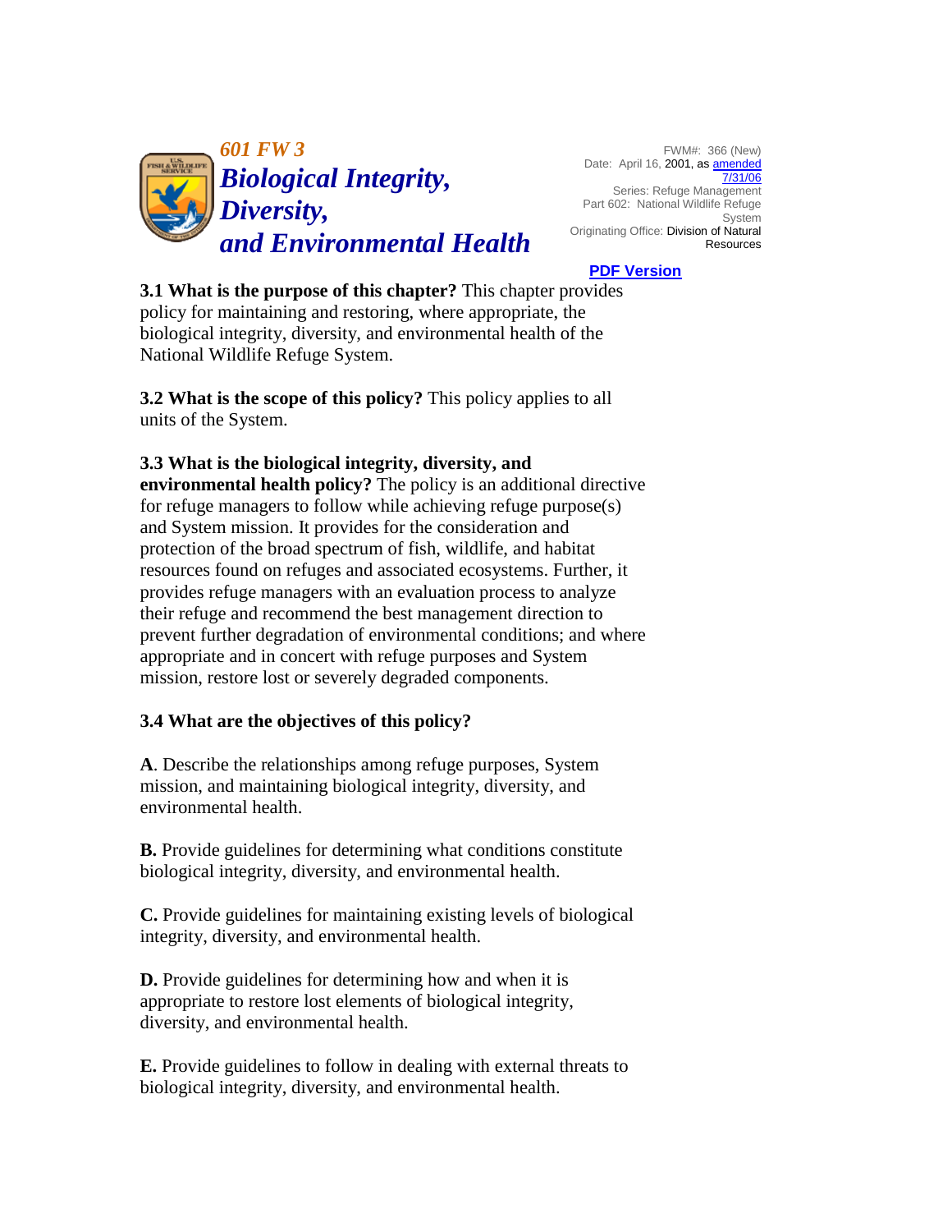# 601 FW 3

# Biological Integrity, Diversity, and Environmental Health

FWM#: 366 (New)
Date: April 16, 2001, as amended 7/31/06
Series: Refuge Management
Part 602: National Wildlife Refuge System
Originating Office: Division of Natural Resources

PDF Version

**3.1 What is the purpose of this chapter?** This chapter provides policy for maintaining and restoring, where appropriate, the biological integrity, diversity, and environmental health of the National Wildlife Refuge System.

**3.2 What is the scope of this policy?** This policy applies to all units of the System.

**3.3 What is the biological integrity, diversity, and environmental health policy?** The policy is an additional directive for refuge managers to follow while achieving refuge purpose(s) and System mission. It provides for the consideration and protection of the broad spectrum of fish, wildlife, and habitat resources found on refuges and associated ecosystems. Further, it provides refuge managers with an evaluation process to analyze their refuge and recommend the best management direction to prevent further degradation of environmental conditions; and where appropriate and in concert with refuge purposes and System mission, restore lost or severely degraded components.

**3.4 What are the objectives of this policy?**

**A**. Describe the relationships among refuge purposes, System mission, and maintaining biological integrity, diversity, and environmental health.

**B.** Provide guidelines for determining what conditions constitute biological integrity, diversity, and environmental health.

**C.** Provide guidelines for maintaining existing levels of biological integrity, diversity, and environmental health.

**D.** Provide guidelines for determining how and when it is appropriate to restore lost elements of biological integrity, diversity, and environmental health.

**E.** Provide guidelines to follow in dealing with external threats to biological integrity, diversity, and environmental health.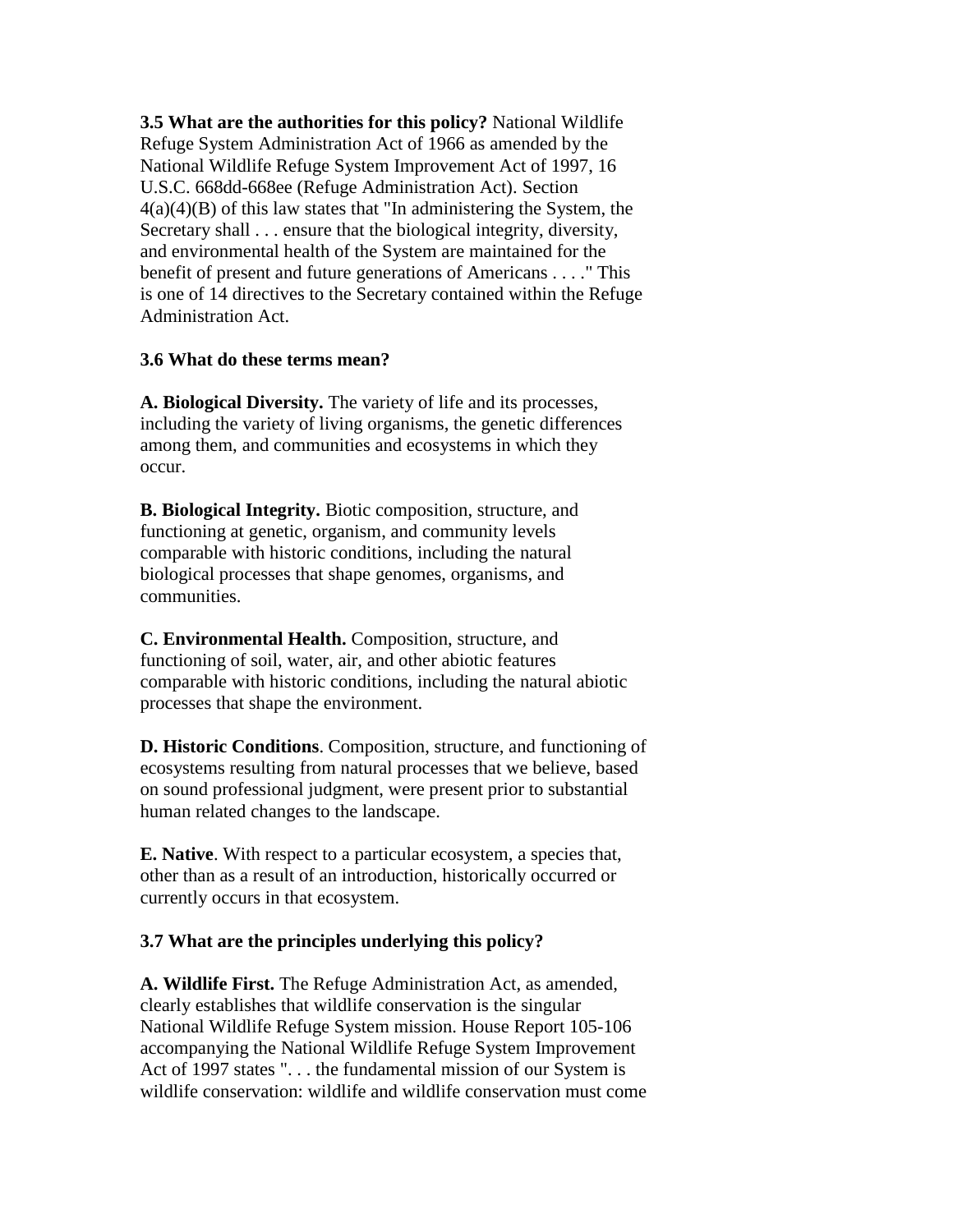**3.5 What are the authorities for this policy?** National Wildlife Refuge System Administration Act of 1966 as amended by the National Wildlife Refuge System Improvement Act of 1997, 16 U.S.C. 668dd-668ee (Refuge Administration Act). Section 4(a)(4)(B) of this law states that "In administering the System, the Secretary shall . . . ensure that the biological integrity, diversity, and environmental health of the System are maintained for the benefit of present and future generations of Americans . . . ." This is one of 14 directives to the Secretary contained within the Refuge Administration Act.

**3.6 What do these terms mean?**

**A. Biological Diversity.** The variety of life and its processes, including the variety of living organisms, the genetic differences among them, and communities and ecosystems in which they occur.

**B. Biological Integrity.** Biotic composition, structure, and functioning at genetic, organism, and community levels comparable with historic conditions, including the natural biological processes that shape genomes, organisms, and communities.

**C. Environmental Health.** Composition, structure, and functioning of soil, water, air, and other abiotic features comparable with historic conditions, including the natural abiotic processes that shape the environment.

**D. Historic Conditions**. Composition, structure, and functioning of ecosystems resulting from natural processes that we believe, based on sound professional judgment, were present prior to substantial human related changes to the landscape.

**E. Native**. With respect to a particular ecosystem, a species that, other than as a result of an introduction, historically occurred or currently occurs in that ecosystem.

**3.7 What are the principles underlying this policy?**

**A. Wildlife First.** The Refuge Administration Act, as amended, clearly establishes that wildlife conservation is the singular National Wildlife Refuge System mission. House Report 105-106 accompanying the National Wildlife Refuge System Improvement Act of 1997 states ". . . the fundamental mission of our System is wildlife conservation: wildlife and wildlife conservation must come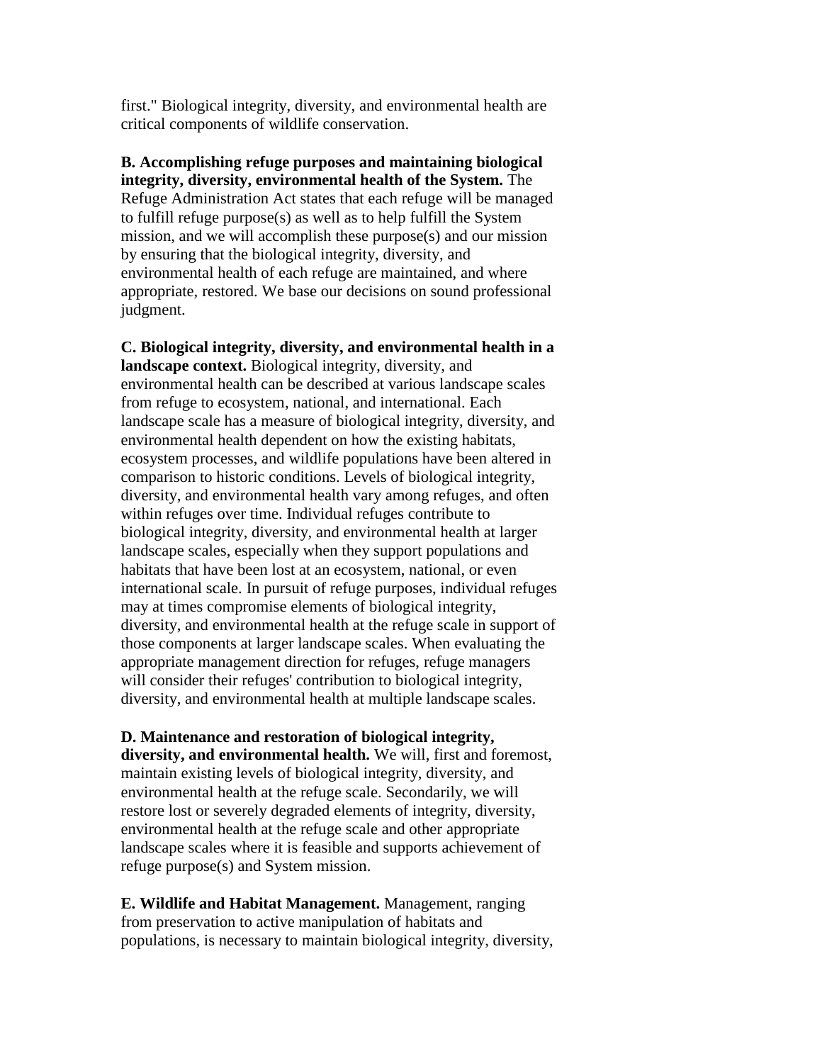first." Biological integrity, diversity, and environmental health are critical components of wildlife conservation.

**B. Accomplishing refuge purposes and maintaining biological integrity, diversity, environmental health of the System.** The Refuge Administration Act states that each refuge will be managed to fulfill refuge purpose(s) as well as to help fulfill the System mission, and we will accomplish these purpose(s) and our mission by ensuring that the biological integrity, diversity, and environmental health of each refuge are maintained, and where appropriate, restored. We base our decisions on sound professional judgment.

**C. Biological integrity, diversity, and environmental health in a landscape context.** Biological integrity, diversity, and environmental health can be described at various landscape scales from refuge to ecosystem, national, and international. Each landscape scale has a measure of biological integrity, diversity, and environmental health dependent on how the existing habitats, ecosystem processes, and wildlife populations have been altered in comparison to historic conditions. Levels of biological integrity, diversity, and environmental health vary among refuges, and often within refuges over time. Individual refuges contribute to biological integrity, diversity, and environmental health at larger landscape scales, especially when they support populations and habitats that have been lost at an ecosystem, national, or even international scale. In pursuit of refuge purposes, individual refuges may at times compromise elements of biological integrity, diversity, and environmental health at the refuge scale in support of those components at larger landscape scales. When evaluating the appropriate management direction for refuges, refuge managers will consider their refuges' contribution to biological integrity, diversity, and environmental health at multiple landscape scales.

**D. Maintenance and restoration of biological integrity, diversity, and environmental health.** We will, first and foremost, maintain existing levels of biological integrity, diversity, and environmental health at the refuge scale. Secondarily, we will restore lost or severely degraded elements of integrity, diversity, environmental health at the refuge scale and other appropriate landscape scales where it is feasible and supports achievement of refuge purpose(s) and System mission.

**E. Wildlife and Habitat Management.** Management, ranging from preservation to active manipulation of habitats and populations, is necessary to maintain biological integrity, diversity,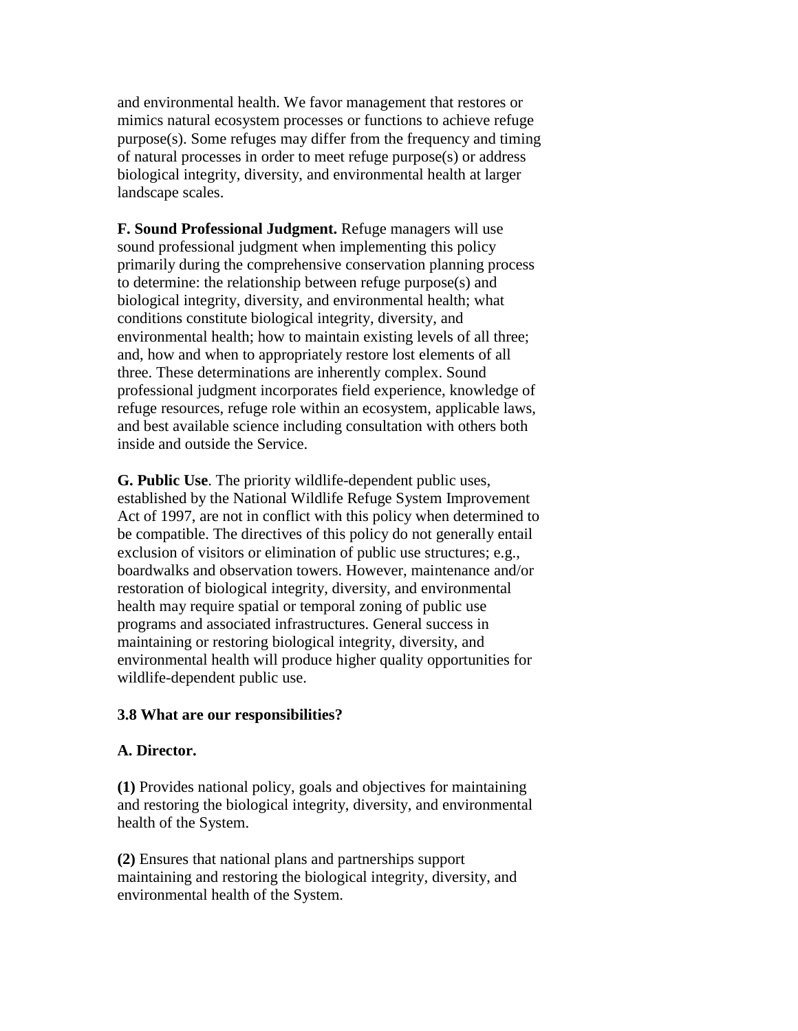and environmental health. We favor management that restores or mimics natural ecosystem processes or functions to achieve refuge purpose(s). Some refuges may differ from the frequency and timing of natural processes in order to meet refuge purpose(s) or address biological integrity, diversity, and environmental health at larger landscape scales.

**F. Sound Professional Judgment.** Refuge managers will use sound professional judgment when implementing this policy primarily during the comprehensive conservation planning process to determine: the relationship between refuge purpose(s) and biological integrity, diversity, and environmental health; what conditions constitute biological integrity, diversity, and environmental health; how to maintain existing levels of all three; and, how and when to appropriately restore lost elements of all three. These determinations are inherently complex. Sound professional judgment incorporates field experience, knowledge of refuge resources, refuge role within an ecosystem, applicable laws, and best available science including consultation with others both inside and outside the Service.

**G. Public Use**. The priority wildlife-dependent public uses, established by the National Wildlife Refuge System Improvement Act of 1997, are not in conflict with this policy when determined to be compatible. The directives of this policy do not generally entail exclusion of visitors or elimination of public use structures; e.g., boardwalks and observation towers. However, maintenance and/or restoration of biological integrity, diversity, and environmental health may require spatial or temporal zoning of public use programs and associated infrastructures. General success in maintaining or restoring biological integrity, diversity, and environmental health will produce higher quality opportunities for wildlife-dependent public use.

### 3.8 What are our responsibilities?

**A. Director.**

**(1)** Provides national policy, goals and objectives for maintaining and restoring the biological integrity, diversity, and environmental health of the System.

**(2)** Ensures that national plans and partnerships support maintaining and restoring the biological integrity, diversity, and environmental health of the System.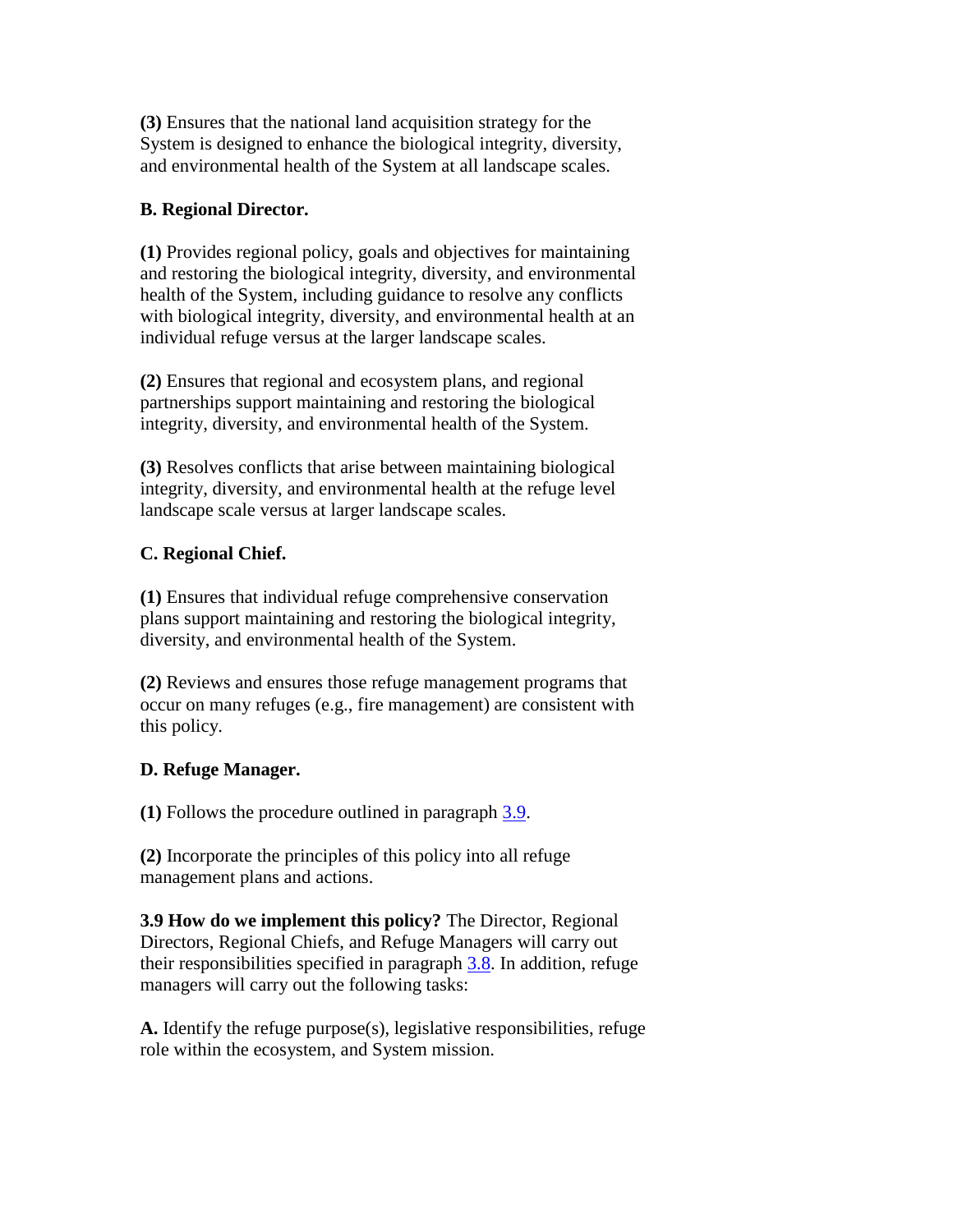**(3)** Ensures that the national land acquisition strategy for the System is designed to enhance the biological integrity, diversity, and environmental health of the System at all landscape scales.

**B. Regional Director.**

**(1)** Provides regional policy, goals and objectives for maintaining and restoring the biological integrity, diversity, and environmental health of the System, including guidance to resolve any conflicts with biological integrity, diversity, and environmental health at an individual refuge versus at the larger landscape scales.

**(2)** Ensures that regional and ecosystem plans, and regional partnerships support maintaining and restoring the biological integrity, diversity, and environmental health of the System.

**(3)** Resolves conflicts that arise between maintaining biological integrity, diversity, and environmental health at the refuge level landscape scale versus at larger landscape scales.

**C. Regional Chief.**

**(1)** Ensures that individual refuge comprehensive conservation plans support maintaining and restoring the biological integrity, diversity, and environmental health of the System.

**(2)** Reviews and ensures those refuge management programs that occur on many refuges (e.g., fire management) are consistent with this policy.

**D. Refuge Manager.**

**(1)** Follows the procedure outlined in paragraph 3.9.

**(2)** Incorporate the principles of this policy into all refuge management plans and actions.

**3.9 How do we implement this policy?** The Director, Regional Directors, Regional Chiefs, and Refuge Managers will carry out their responsibilities specified in paragraph 3.8. In addition, refuge managers will carry out the following tasks:

**A.** Identify the refuge purpose(s), legislative responsibilities, refuge role within the ecosystem, and System mission.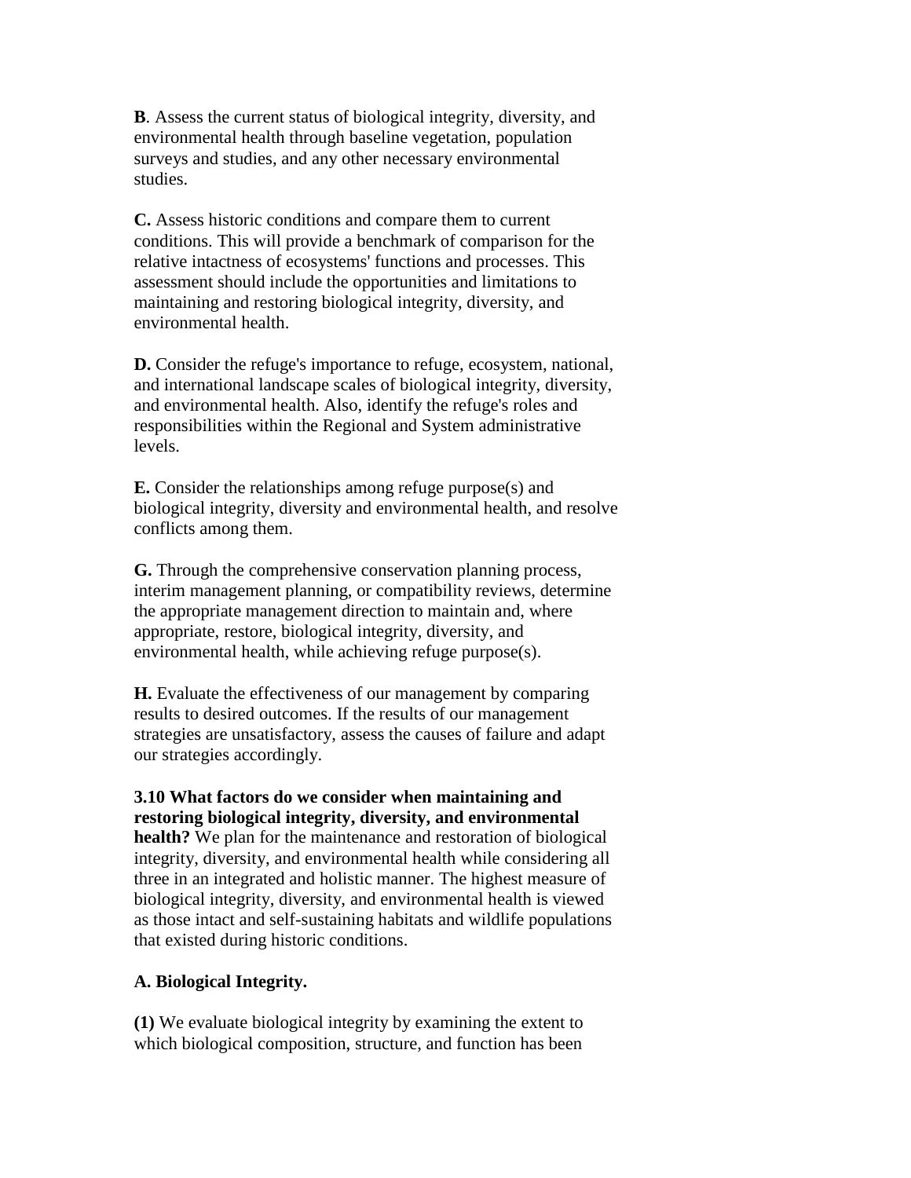**B**. Assess the current status of biological integrity, diversity, and environmental health through baseline vegetation, population surveys and studies, and any other necessary environmental studies.

**C.** Assess historic conditions and compare them to current conditions. This will provide a benchmark of comparison for the relative intactness of ecosystems' functions and processes. This assessment should include the opportunities and limitations to maintaining and restoring biological integrity, diversity, and environmental health.

**D.** Consider the refuge's importance to refuge, ecosystem, national, and international landscape scales of biological integrity, diversity, and environmental health. Also, identify the refuge's roles and responsibilities within the Regional and System administrative levels.

**E.** Consider the relationships among refuge purpose(s) and biological integrity, diversity and environmental health, and resolve conflicts among them.

**G.** Through the comprehensive conservation planning process, interim management planning, or compatibility reviews, determine the appropriate management direction to maintain and, where appropriate, restore, biological integrity, diversity, and environmental health, while achieving refuge purpose(s).

**H.** Evaluate the effectiveness of our management by comparing results to desired outcomes. If the results of our management strategies are unsatisfactory, assess the causes of failure and adapt our strategies accordingly.

**3.10 What factors do we consider when maintaining and restoring biological integrity, diversity, and environmental health?** We plan for the maintenance and restoration of biological integrity, diversity, and environmental health while considering all three in an integrated and holistic manner. The highest measure of biological integrity, diversity, and environmental health is viewed as those intact and self-sustaining habitats and wildlife populations that existed during historic conditions.

**A. Biological Integrity.**

**(1)** We evaluate biological integrity by examining the extent to which biological composition, structure, and function has been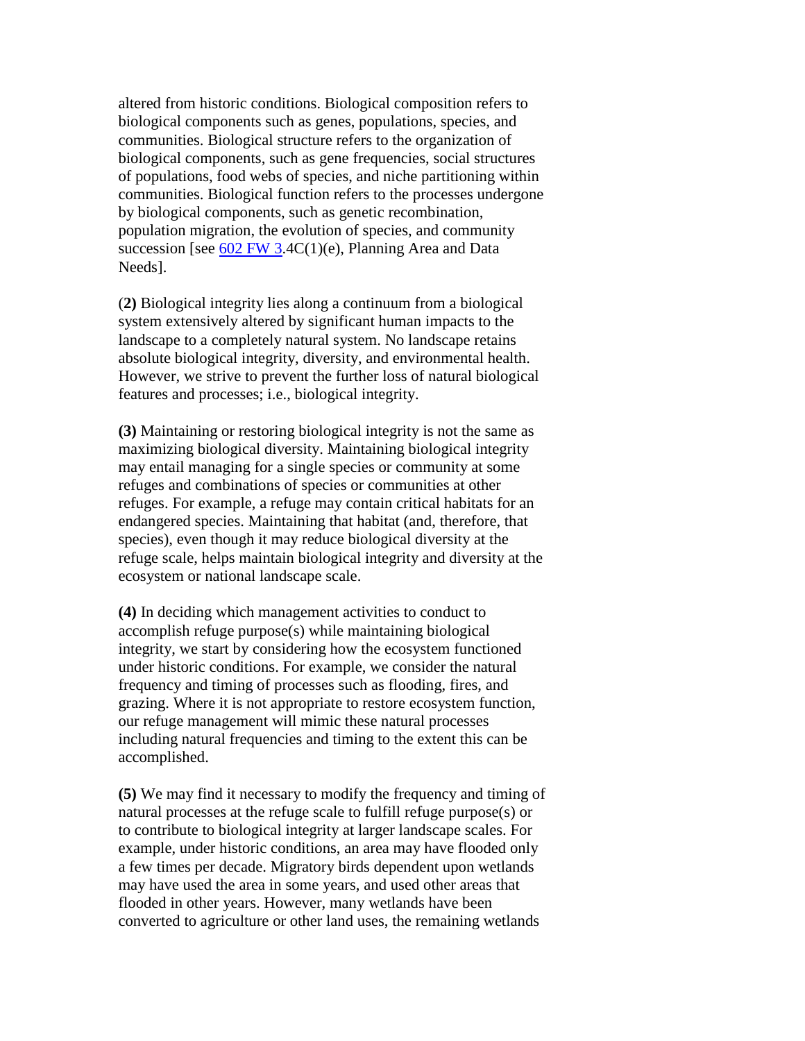altered from historic conditions. Biological composition refers to biological components such as genes, populations, species, and communities. Biological structure refers to the organization of biological components, such as gene frequencies, social structures of populations, food webs of species, and niche partitioning within communities. Biological function refers to the processes undergone by biological components, such as genetic recombination, population migration, the evolution of species, and community succession [see 602 FW 3.4C(1)(e), Planning Area and Data Needs].

(**2)** Biological integrity lies along a continuum from a biological system extensively altered by significant human impacts to the landscape to a completely natural system. No landscape retains absolute biological integrity, diversity, and environmental health. However, we strive to prevent the further loss of natural biological features and processes; i.e., biological integrity.

**(3)** Maintaining or restoring biological integrity is not the same as maximizing biological diversity. Maintaining biological integrity may entail managing for a single species or community at some refuges and combinations of species or communities at other refuges. For example, a refuge may contain critical habitats for an endangered species. Maintaining that habitat (and, therefore, that species), even though it may reduce biological diversity at the refuge scale, helps maintain biological integrity and diversity at the ecosystem or national landscape scale.

**(4)** In deciding which management activities to conduct to accomplish refuge purpose(s) while maintaining biological integrity, we start by considering how the ecosystem functioned under historic conditions. For example, we consider the natural frequency and timing of processes such as flooding, fires, and grazing. Where it is not appropriate to restore ecosystem function, our refuge management will mimic these natural processes including natural frequencies and timing to the extent this can be accomplished.

**(5)** We may find it necessary to modify the frequency and timing of natural processes at the refuge scale to fulfill refuge purpose(s) or to contribute to biological integrity at larger landscape scales. For example, under historic conditions, an area may have flooded only a few times per decade. Migratory birds dependent upon wetlands may have used the area in some years, and used other areas that flooded in other years. However, many wetlands have been converted to agriculture or other land uses, the remaining wetlands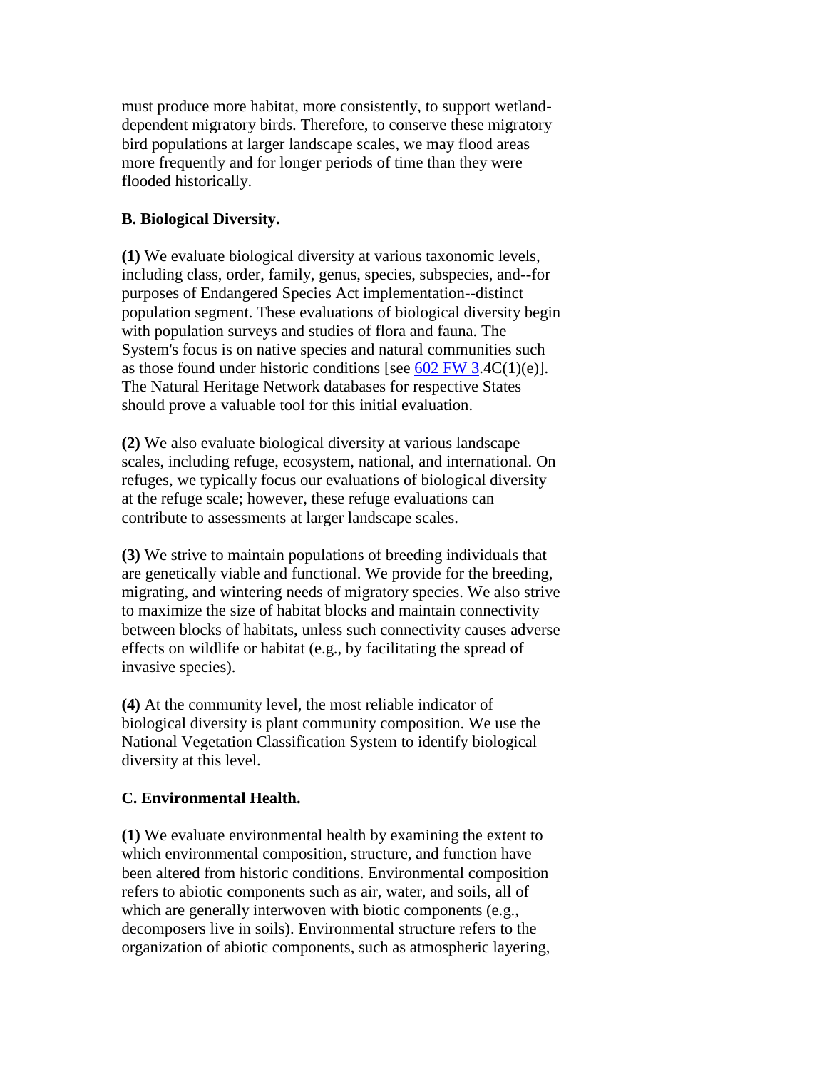must produce more habitat, more consistently, to support wetland-dependent migratory birds. Therefore, to conserve these migratory bird populations at larger landscape scales, we may flood areas more frequently and for longer periods of time than they were flooded historically.

**B. Biological Diversity.**

**(1)** We evaluate biological diversity at various taxonomic levels, including class, order, family, genus, species, subspecies, and--for purposes of Endangered Species Act implementation--distinct population segment. These evaluations of biological diversity begin with population surveys and studies of flora and fauna. The System's focus is on native species and natural communities such as those found under historic conditions [see 602 FW 3.4C(1)(e)]. The Natural Heritage Network databases for respective States should prove a valuable tool for this initial evaluation.

**(2)** We also evaluate biological diversity at various landscape scales, including refuge, ecosystem, national, and international. On refuges, we typically focus our evaluations of biological diversity at the refuge scale; however, these refuge evaluations can contribute to assessments at larger landscape scales.

**(3)** We strive to maintain populations of breeding individuals that are genetically viable and functional. We provide for the breeding, migrating, and wintering needs of migratory species. We also strive to maximize the size of habitat blocks and maintain connectivity between blocks of habitats, unless such connectivity causes adverse effects on wildlife or habitat (e.g., by facilitating the spread of invasive species).

**(4)** At the community level, the most reliable indicator of biological diversity is plant community composition. We use the National Vegetation Classification System to identify biological diversity at this level.

**C. Environmental Health.**

**(1)** We evaluate environmental health by examining the extent to which environmental composition, structure, and function have been altered from historic conditions. Environmental composition refers to abiotic components such as air, water, and soils, all of which are generally interwoven with biotic components (e.g., decomposers live in soils). Environmental structure refers to the organization of abiotic components, such as atmospheric layering,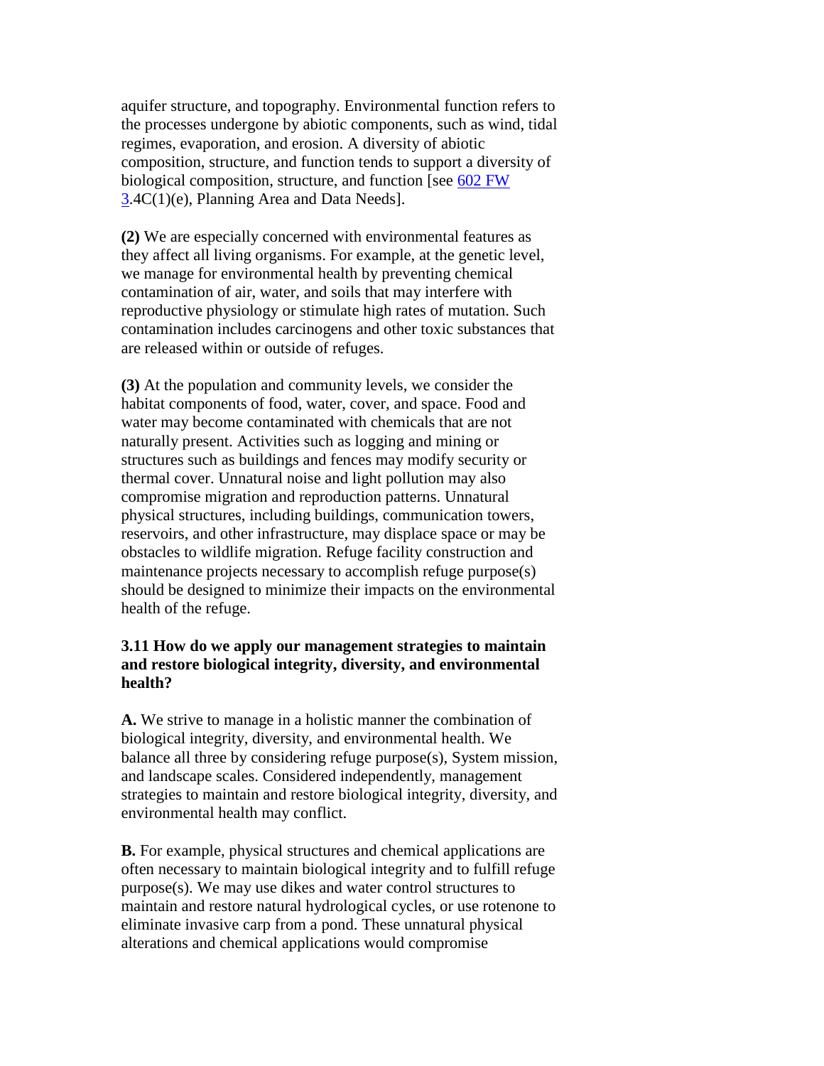aquifer structure, and topography. Environmental function refers to the processes undergone by abiotic components, such as wind, tidal regimes, evaporation, and erosion. A diversity of abiotic composition, structure, and function tends to support a diversity of biological composition, structure, and function [see 602 FW 3.4C(1)(e), Planning Area and Data Needs].

**(2)** We are especially concerned with environmental features as they affect all living organisms. For example, at the genetic level, we manage for environmental health by preventing chemical contamination of air, water, and soils that may interfere with reproductive physiology or stimulate high rates of mutation. Such contamination includes carcinogens and other toxic substances that are released within or outside of refuges.

**(3)** At the population and community levels, we consider the habitat components of food, water, cover, and space. Food and water may become contaminated with chemicals that are not naturally present. Activities such as logging and mining or structures such as buildings and fences may modify security or thermal cover. Unnatural noise and light pollution may also compromise migration and reproduction patterns. Unnatural physical structures, including buildings, communication towers, reservoirs, and other infrastructure, may displace space or may be obstacles to wildlife migration. Refuge facility construction and maintenance projects necessary to accomplish refuge purpose(s) should be designed to minimize their impacts on the environmental health of the refuge.

### 3.11 How do we apply our management strategies to maintain and restore biological integrity, diversity, and environmental health?

**A.** We strive to manage in a holistic manner the combination of biological integrity, diversity, and environmental health. We balance all three by considering refuge purpose(s), System mission, and landscape scales. Considered independently, management strategies to maintain and restore biological integrity, diversity, and environmental health may conflict.

**B.** For example, physical structures and chemical applications are often necessary to maintain biological integrity and to fulfill refuge purpose(s). We may use dikes and water control structures to maintain and restore natural hydrological cycles, or use rotenone to eliminate invasive carp from a pond. These unnatural physical alterations and chemical applications would compromise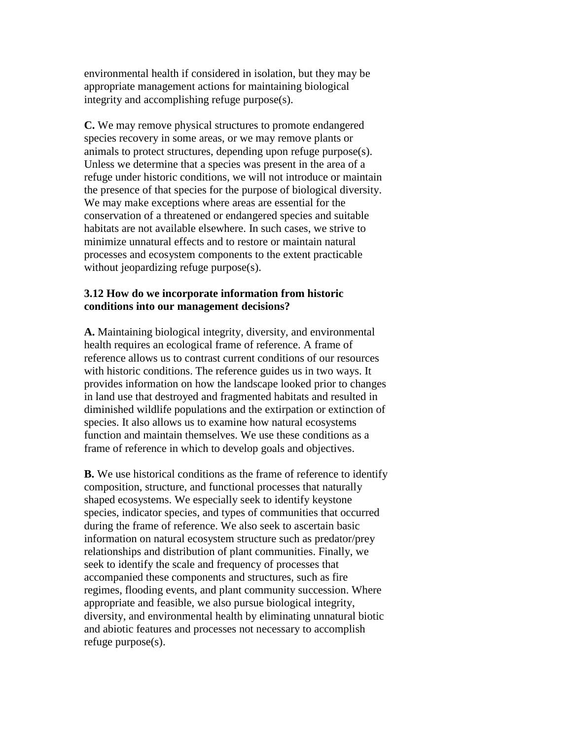environmental health if considered in isolation, but they may be appropriate management actions for maintaining biological integrity and accomplishing refuge purpose(s).

**C.** We may remove physical structures to promote endangered species recovery in some areas, or we may remove plants or animals to protect structures, depending upon refuge purpose(s). Unless we determine that a species was present in the area of a refuge under historic conditions, we will not introduce or maintain the presence of that species for the purpose of biological diversity. We may make exceptions where areas are essential for the conservation of a threatened or endangered species and suitable habitats are not available elsewhere. In such cases, we strive to minimize unnatural effects and to restore or maintain natural processes and ecosystem components to the extent practicable without jeopardizing refuge purpose(s).

### 3.12 How do we incorporate information from historic conditions into our management decisions?

**A.** Maintaining biological integrity, diversity, and environmental health requires an ecological frame of reference. A frame of reference allows us to contrast current conditions of our resources with historic conditions. The reference guides us in two ways. It provides information on how the landscape looked prior to changes in land use that destroyed and fragmented habitats and resulted in diminished wildlife populations and the extirpation or extinction of species. It also allows us to examine how natural ecosystems function and maintain themselves. We use these conditions as a frame of reference in which to develop goals and objectives.

**B.** We use historical conditions as the frame of reference to identify composition, structure, and functional processes that naturally shaped ecosystems. We especially seek to identify keystone species, indicator species, and types of communities that occurred during the frame of reference. We also seek to ascertain basic information on natural ecosystem structure such as predator/prey relationships and distribution of plant communities. Finally, we seek to identify the scale and frequency of processes that accompanied these components and structures, such as fire regimes, flooding events, and plant community succession. Where appropriate and feasible, we also pursue biological integrity, diversity, and environmental health by eliminating unnatural biotic and abiotic features and processes not necessary to accomplish refuge purpose(s).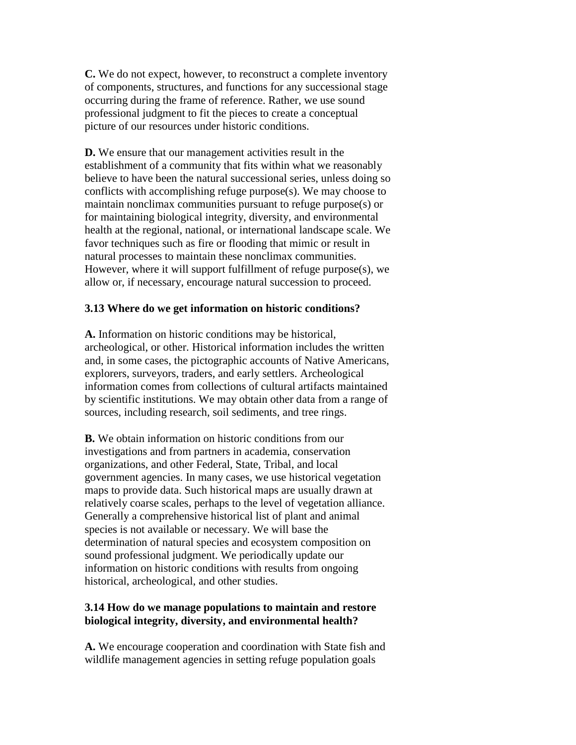**C.** We do not expect, however, to reconstruct a complete inventory of components, structures, and functions for any successional stage occurring during the frame of reference. Rather, we use sound professional judgment to fit the pieces to create a conceptual picture of our resources under historic conditions.

**D.** We ensure that our management activities result in the establishment of a community that fits within what we reasonably believe to have been the natural successional series, unless doing so conflicts with accomplishing refuge purpose(s). We may choose to maintain nonclimax communities pursuant to refuge purpose(s) or for maintaining biological integrity, diversity, and environmental health at the regional, national, or international landscape scale. We favor techniques such as fire or flooding that mimic or result in natural processes to maintain these nonclimax communities. However, where it will support fulfillment of refuge purpose(s), we allow or, if necessary, encourage natural succession to proceed.

**3.13 Where do we get information on historic conditions?**

**A.** Information on historic conditions may be historical, archeological, or other. Historical information includes the written and, in some cases, the pictographic accounts of Native Americans, explorers, surveyors, traders, and early settlers. Archeological information comes from collections of cultural artifacts maintained by scientific institutions. We may obtain other data from a range of sources, including research, soil sediments, and tree rings.

**B.** We obtain information on historic conditions from our investigations and from partners in academia, conservation organizations, and other Federal, State, Tribal, and local government agencies. In many cases, we use historical vegetation maps to provide data. Such historical maps are usually drawn at relatively coarse scales, perhaps to the level of vegetation alliance. Generally a comprehensive historical list of plant and animal species is not available or necessary. We will base the determination of natural species and ecosystem composition on sound professional judgment. We periodically update our information on historic conditions with results from ongoing historical, archeological, and other studies.

**3.14 How do we manage populations to maintain and restore biological integrity, diversity, and environmental health?**

**A.** We encourage cooperation and coordination with State fish and wildlife management agencies in setting refuge population goals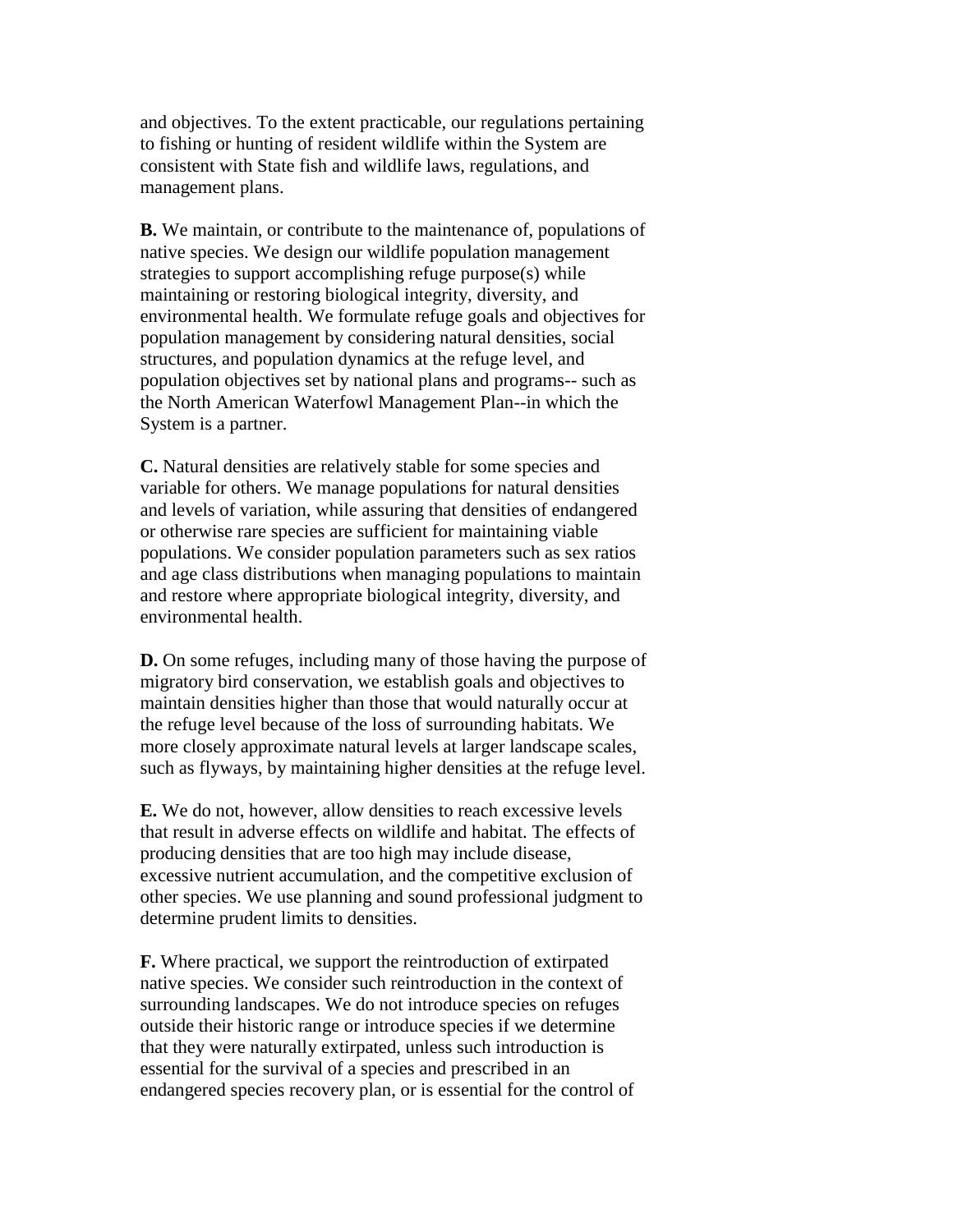and objectives. To the extent practicable, our regulations pertaining to fishing or hunting of resident wildlife within the System are consistent with State fish and wildlife laws, regulations, and management plans.

**B.** We maintain, or contribute to the maintenance of, populations of native species. We design our wildlife population management strategies to support accomplishing refuge purpose(s) while maintaining or restoring biological integrity, diversity, and environmental health. We formulate refuge goals and objectives for population management by considering natural densities, social structures, and population dynamics at the refuge level, and population objectives set by national plans and programs-- such as the North American Waterfowl Management Plan--in which the System is a partner.

**C.** Natural densities are relatively stable for some species and variable for others. We manage populations for natural densities and levels of variation, while assuring that densities of endangered or otherwise rare species are sufficient for maintaining viable populations. We consider population parameters such as sex ratios and age class distributions when managing populations to maintain and restore where appropriate biological integrity, diversity, and environmental health.

**D.** On some refuges, including many of those having the purpose of migratory bird conservation, we establish goals and objectives to maintain densities higher than those that would naturally occur at the refuge level because of the loss of surrounding habitats. We more closely approximate natural levels at larger landscape scales, such as flyways, by maintaining higher densities at the refuge level.

**E.** We do not, however, allow densities to reach excessive levels that result in adverse effects on wildlife and habitat. The effects of producing densities that are too high may include disease, excessive nutrient accumulation, and the competitive exclusion of other species. We use planning and sound professional judgment to determine prudent limits to densities.

**F.** Where practical, we support the reintroduction of extirpated native species. We consider such reintroduction in the context of surrounding landscapes. We do not introduce species on refuges outside their historic range or introduce species if we determine that they were naturally extirpated, unless such introduction is essential for the survival of a species and prescribed in an endangered species recovery plan, or is essential for the control of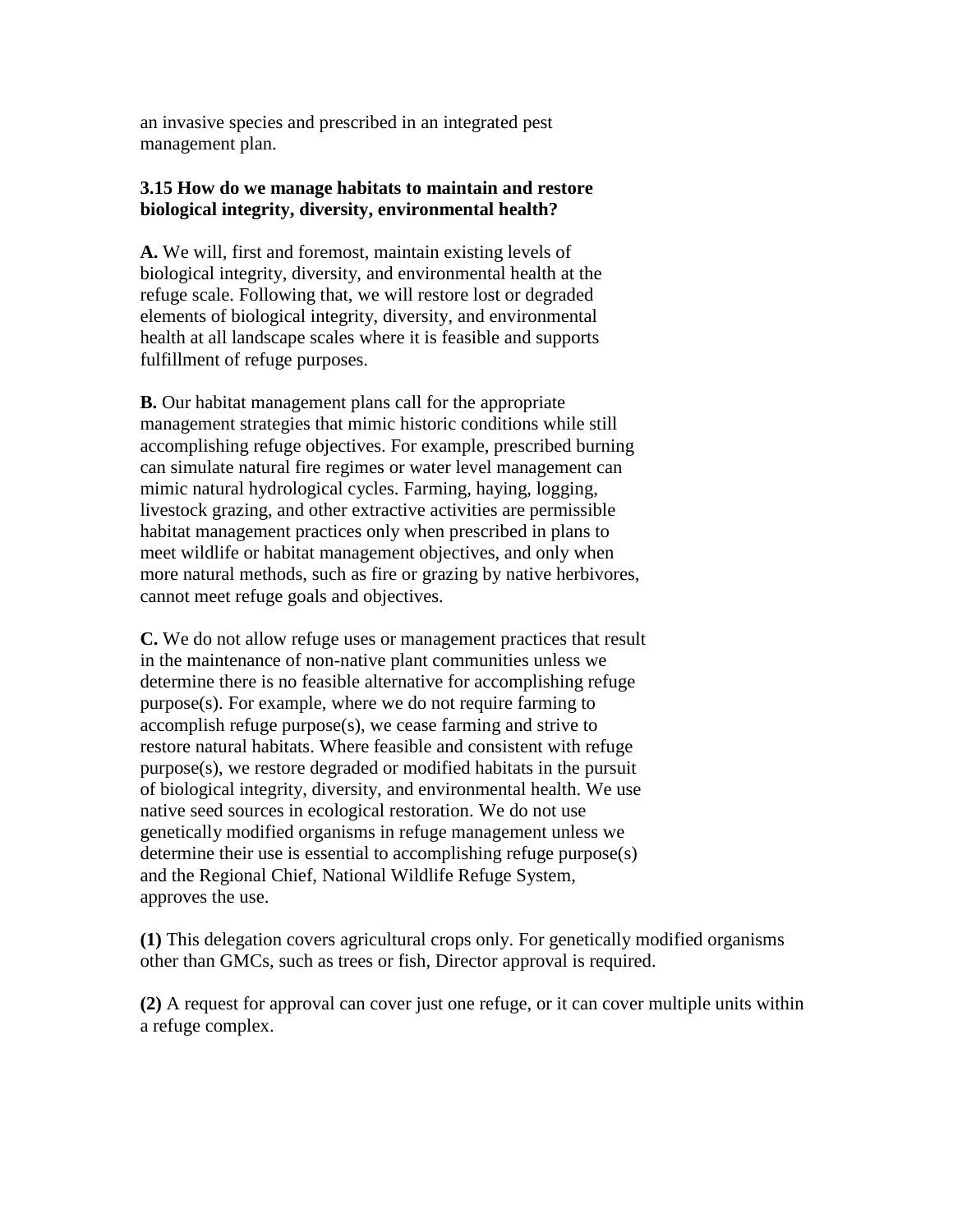an invasive species and prescribed in an integrated pest management plan.

### 3.15 How do we manage habitats to maintain and restore biological integrity, diversity, environmental health?

**A.** We will, first and foremost, maintain existing levels of biological integrity, diversity, and environmental health at the refuge scale. Following that, we will restore lost or degraded elements of biological integrity, diversity, and environmental health at all landscape scales where it is feasible and supports fulfillment of refuge purposes.

**B.** Our habitat management plans call for the appropriate management strategies that mimic historic conditions while still accomplishing refuge objectives. For example, prescribed burning can simulate natural fire regimes or water level management can mimic natural hydrological cycles. Farming, haying, logging, livestock grazing, and other extractive activities are permissible habitat management practices only when prescribed in plans to meet wildlife or habitat management objectives, and only when more natural methods, such as fire or grazing by native herbivores, cannot meet refuge goals and objectives.

**C.** We do not allow refuge uses or management practices that result in the maintenance of non-native plant communities unless we determine there is no feasible alternative for accomplishing refuge purpose(s). For example, where we do not require farming to accomplish refuge purpose(s), we cease farming and strive to restore natural habitats. Where feasible and consistent with refuge purpose(s), we restore degraded or modified habitats in the pursuit of biological integrity, diversity, and environmental health. We use native seed sources in ecological restoration. We do not use genetically modified organisms in refuge management unless we determine their use is essential to accomplishing refuge purpose(s) and the Regional Chief, National Wildlife Refuge System, approves the use.

**(1)** This delegation covers agricultural crops only. For genetically modified organisms other than GMCs, such as trees or fish, Director approval is required.

**(2)** A request for approval can cover just one refuge, or it can cover multiple units within a refuge complex.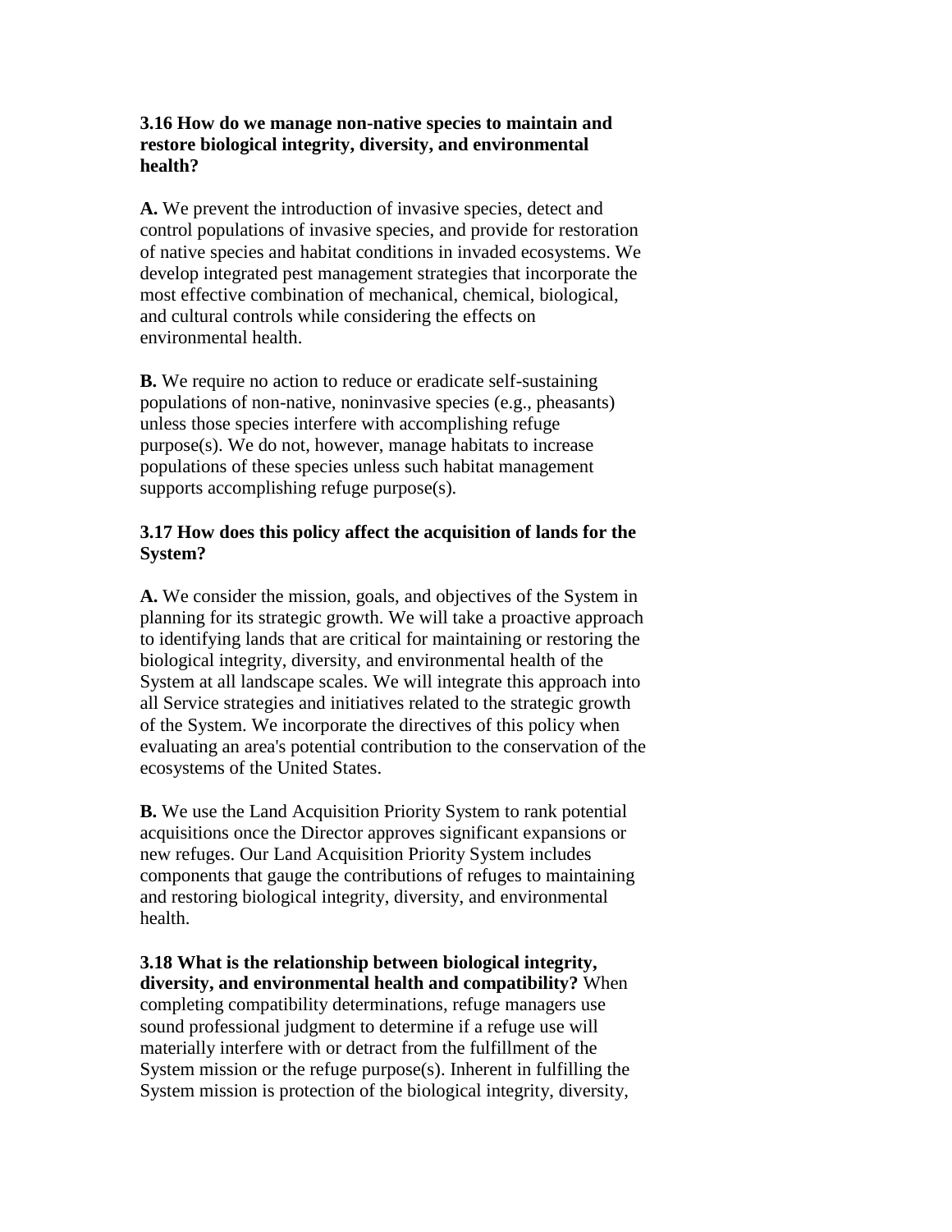**3.16 How do we manage non-native species to maintain and restore biological integrity, diversity, and environmental health?**

**A.** We prevent the introduction of invasive species, detect and control populations of invasive species, and provide for restoration of native species and habitat conditions in invaded ecosystems. We develop integrated pest management strategies that incorporate the most effective combination of mechanical, chemical, biological, and cultural controls while considering the effects on environmental health.

**B.** We require no action to reduce or eradicate self-sustaining populations of non-native, noninvasive species (e.g., pheasants) unless those species interfere with accomplishing refuge purpose(s). We do not, however, manage habitats to increase populations of these species unless such habitat management supports accomplishing refuge purpose(s).

**3.17 How does this policy affect the acquisition of lands for the System?**

**A.** We consider the mission, goals, and objectives of the System in planning for its strategic growth. We will take a proactive approach to identifying lands that are critical for maintaining or restoring the biological integrity, diversity, and environmental health of the System at all landscape scales. We will integrate this approach into all Service strategies and initiatives related to the strategic growth of the System. We incorporate the directives of this policy when evaluating an area's potential contribution to the conservation of the ecosystems of the United States.

**B.** We use the Land Acquisition Priority System to rank potential acquisitions once the Director approves significant expansions or new refuges. Our Land Acquisition Priority System includes components that gauge the contributions of refuges to maintaining and restoring biological integrity, diversity, and environmental health.

**3.18 What is the relationship between biological integrity, diversity, and environmental health and compatibility?** When completing compatibility determinations, refuge managers use sound professional judgment to determine if a refuge use will materially interfere with or detract from the fulfillment of the System mission or the refuge purpose(s). Inherent in fulfilling the System mission is protection of the biological integrity, diversity,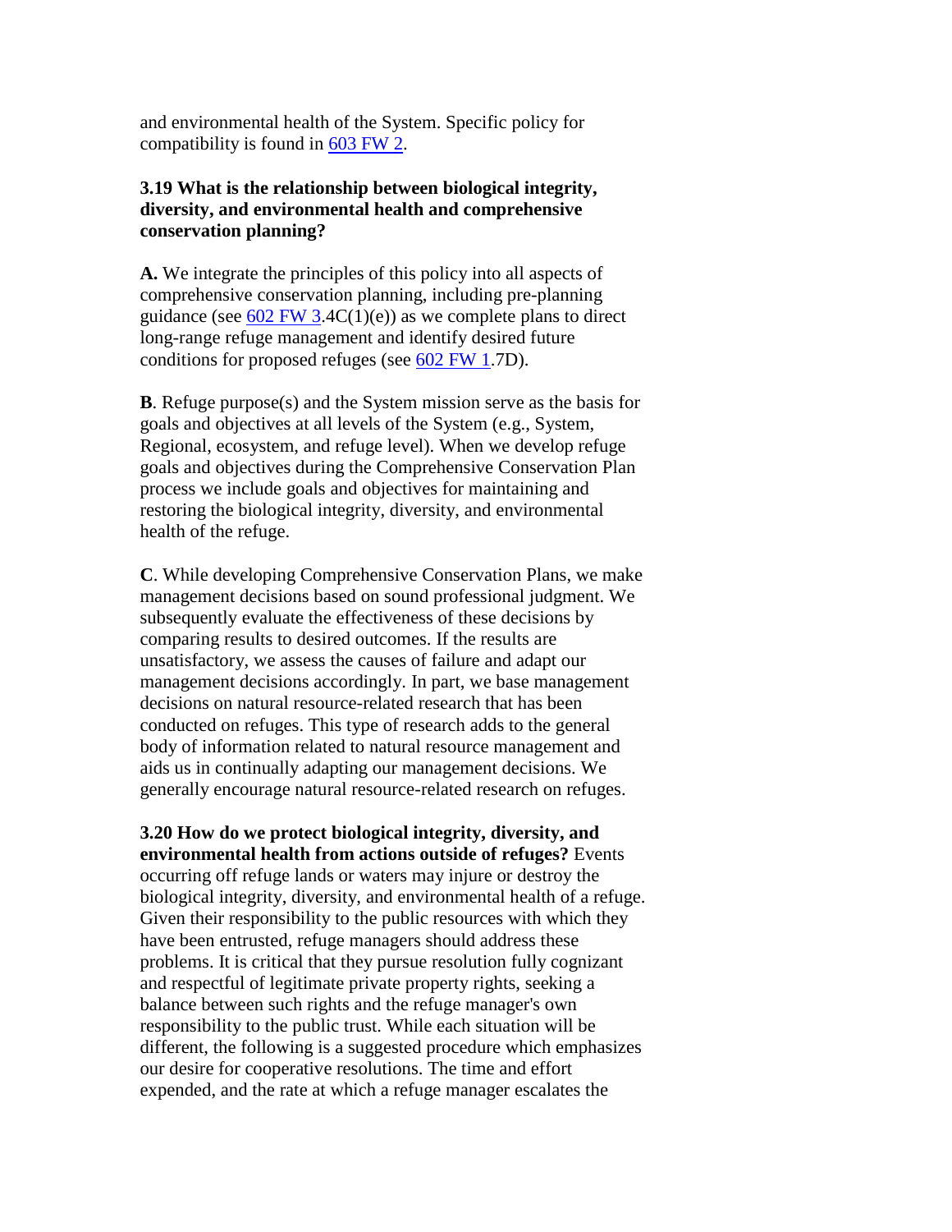and environmental health of the System. Specific policy for compatibility is found in [603 FW 2](#).

**3.19 What is the relationship between biological integrity, diversity, and environmental health and comprehensive conservation planning?**

**A.** We integrate the principles of this policy into all aspects of comprehensive conservation planning, including pre-planning guidance (see [602 FW 3](#).4C(1)(e)) as we complete plans to direct long-range refuge management and identify desired future conditions for proposed refuges (see [602 FW 1](#).7D).

**B**. Refuge purpose(s) and the System mission serve as the basis for goals and objectives at all levels of the System (e.g., System, Regional, ecosystem, and refuge level). When we develop refuge goals and objectives during the Comprehensive Conservation Plan process we include goals and objectives for maintaining and restoring the biological integrity, diversity, and environmental health of the refuge.

**C**. While developing Comprehensive Conservation Plans, we make management decisions based on sound professional judgment. We subsequently evaluate the effectiveness of these decisions by comparing results to desired outcomes. If the results are unsatisfactory, we assess the causes of failure and adapt our management decisions accordingly. In part, we base management decisions on natural resource-related research that has been conducted on refuges. This type of research adds to the general body of information related to natural resource management and aids us in continually adapting our management decisions. We generally encourage natural resource-related research on refuges.

**3.20 How do we protect biological integrity, diversity, and environmental health from actions outside of refuges?** Events occurring off refuge lands or waters may injure or destroy the biological integrity, diversity, and environmental health of a refuge. Given their responsibility to the public resources with which they have been entrusted, refuge managers should address these problems. It is critical that they pursue resolution fully cognizant and respectful of legitimate private property rights, seeking a balance between such rights and the refuge manager's own responsibility to the public trust. While each situation will be different, the following is a suggested procedure which emphasizes our desire for cooperative resolutions. The time and effort expended, and the rate at which a refuge manager escalates the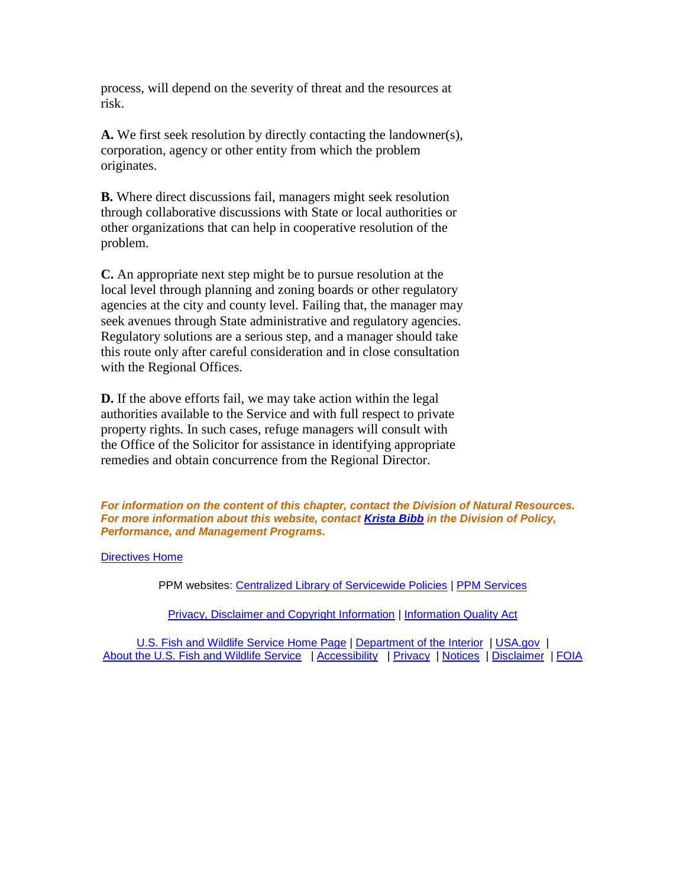process, will depend on the severity of threat and the resources at risk.

**A.** We first seek resolution by directly contacting the landowner(s), corporation, agency or other entity from which the problem originates.

**B.** Where direct discussions fail, managers might seek resolution through collaborative discussions with State or local authorities or other organizations that can help in cooperative resolution of the problem.

**C.** An appropriate next step might be to pursue resolution at the local level through planning and zoning boards or other regulatory agencies at the city and county level. Failing that, the manager may seek avenues through State administrative and regulatory agencies. Regulatory solutions are a serious step, and a manager should take this route only after careful consideration and in close consultation with the Regional Offices.

**D.** If the above efforts fail, we may take action within the legal authorities available to the Service and with full respect to private property rights. In such cases, refuge managers will consult with the Office of the Solicitor for assistance in identifying appropriate remedies and obtain concurrence from the Regional Director.

***For information on the content of this chapter, contact the Division of Natural Resources. For more information about this website, contact Krista Bibb in the Division of Policy, Performance, and Management Programs.***

Directives Home

PPM websites: Centralized Library of Servicewide Policies | PPM Services

Privacy, Disclaimer and Copyright Information | Information Quality Act

U.S. Fish and Wildlife Service Home Page | Department of the Interior | USA.gov | About the U.S. Fish and Wildlife Service | Accessibility | Privacy | Notices | Disclaimer | FOIA